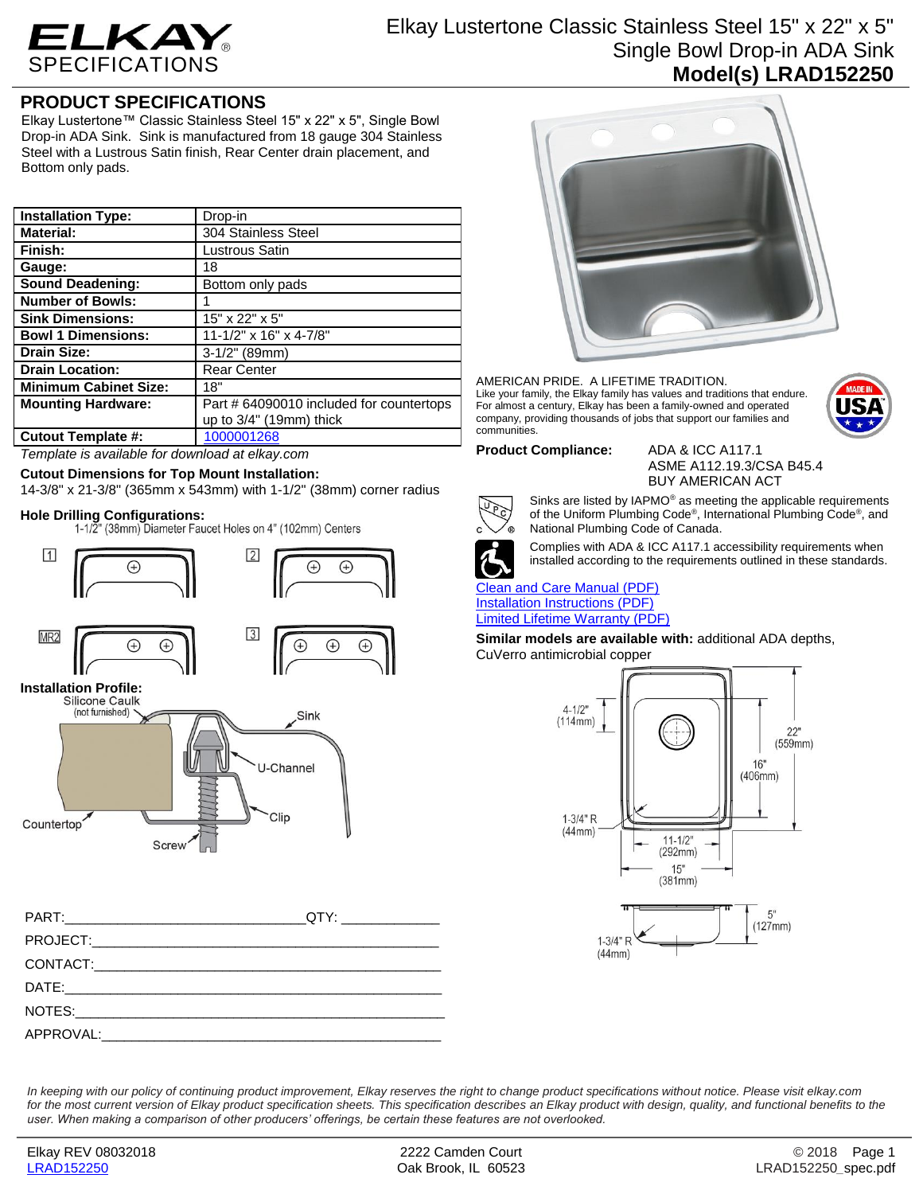# Elkay Lustertone Classic Stainless Steel 15" x 22" x 5" Single Bowl Drop-in ADA Sink

**Model(s) LRAD152250**

ELKAY SPECIFICATIONS

## PRODUCT SPECIFICATIONS

Elkay Lustertone™ Classic Stainless Steel 15" x 22" x 5", Single Bowl Drop-in ADA Sink. Sink is manufactured from 18 gauge 304 Stainless Steel with a Lustrous Satin finish, Rear Center drain placement, and Bottom only pads.

| | |
|---|---|
| **Installation Type:** | Drop-in |
| **Material:** | 304 Stainless Steel |
| **Finish:** | Lustrous Satin |
| **Gauge:** | 18 |
| **Sound Deadening:** | Bottom only pads |
| **Number of Bowls:** | 1 |
| **Sink Dimensions:** | 15" x 22" x 5" |
| **Bowl 1 Dimensions:** | 11-1/2" x 16" x 4-7/8" |
| **Drain Size:** | 3-1/2" (89mm) |
| **Drain Location:** | Rear Center |
| **Minimum Cabinet Size:** | 18" |
| **Mounting Hardware:** | Part # 64090010 included for countertops up to 3/4" (19mm) thick |
| **Cutout Template #:** | 1000001268 |

*Template is available for download at elkay.com*

**Cutout Dimensions for Top Mount Installation:**
14-3/8" x 21-3/8" (365mm x 543mm) with 1-1/2" (38mm) corner radius

**Hole Drilling Configurations:**
1-1/2" (38mm) Diameter Faucet Holes on 4" (102mm) Centers

1 | 2 | MR2 | 3

**Installation Profile:**
Silicone Caulk (not furnished), Sink, U-Channel, Clip, Countertop, Screw

PART:______________________________ QTY: ____________

PROJECT:_____________________________________________

CONTACT:_____________________________________________

DATE:________________________________________________

NOTES:_______________________________________________

APPROVAL:____________________________________________

AMERICAN PRIDE. A LIFETIME TRADITION.
Like your family, the Elkay family has values and traditions that endure. For almost a century, Elkay has been a family-owned and operated company, providing thousands of jobs that support our families and communities.

**Product Compliance:** ADA & ICC A117.1
ASME A112.19.3/CSA B45.4
BUY AMERICAN ACT

Sinks are listed by IAPMO® as meeting the applicable requirements of the Uniform Plumbing Code®, International Plumbing Code®, and National Plumbing Code of Canada.

Complies with ADA & ICC A117.1 accessibility requirements when installed according to the requirements outlined in these standards.

Clean and Care Manual (PDF)
Installation Instructions (PDF)
Limited Lifetime Warranty (PDF)

**Similar models are available with:** additional ADA depths, CuVerro antimicrobial copper

4-1/2" (114mm) | 22" (559mm) | 16" (406mm) | 1-3/4" R (44mm) | 11-1/2" (292mm) | 15" (381mm) | 5" (127mm) | 1-3/4" R (44mm)

*In keeping with our policy of continuing product improvement, Elkay reserves the right to change product specifications without notice. Please visit elkay.com for the most current version of Elkay product specification sheets. This specification describes an Elkay product with design, quality, and functional benefits to the user. When making a comparison of other producers' offerings, be certain these features are not overlooked.*

Elkay REV 08032018
LRAD152250

2222 Camden Court
Oak Brook, IL 60523

© 2018
LRAD152250_spec.pdf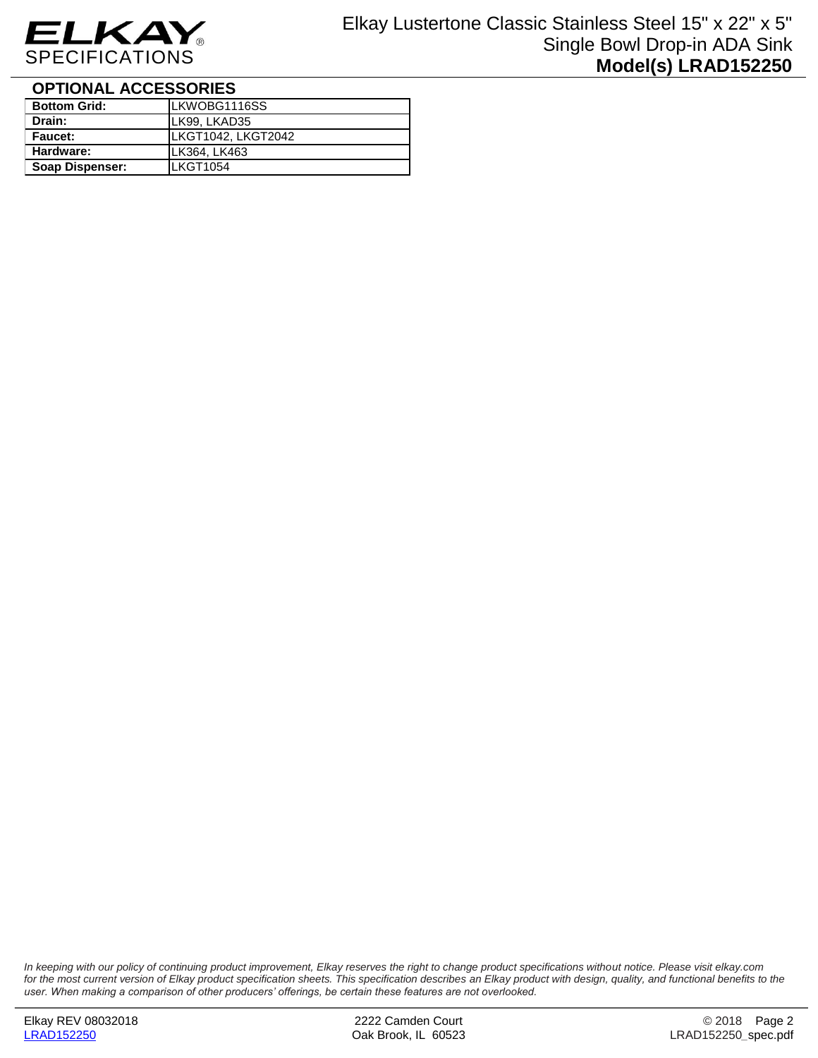## OPTIONAL ACCESSORIES

| | |
|---|---|
| **Bottom Grid:** | LKWOBG1116SS |
| **Drain:** | LK99, LKAD35 |
| **Faucet:** | LKGT1042, LKGT2042 |
| **Hardware:** | LK364, LK463 |
| **Soap Dispenser:** | LKGT1054 |

*In keeping with our policy of continuing product improvement, Elkay reserves the right to change product specifications without notice. Please visit elkay.com for the most current version of Elkay product specification sheets. This specification describes an Elkay product with design, quality, and functional benefits to the user. When making a comparison of other producers' offerings, be certain these features are not overlooked.*